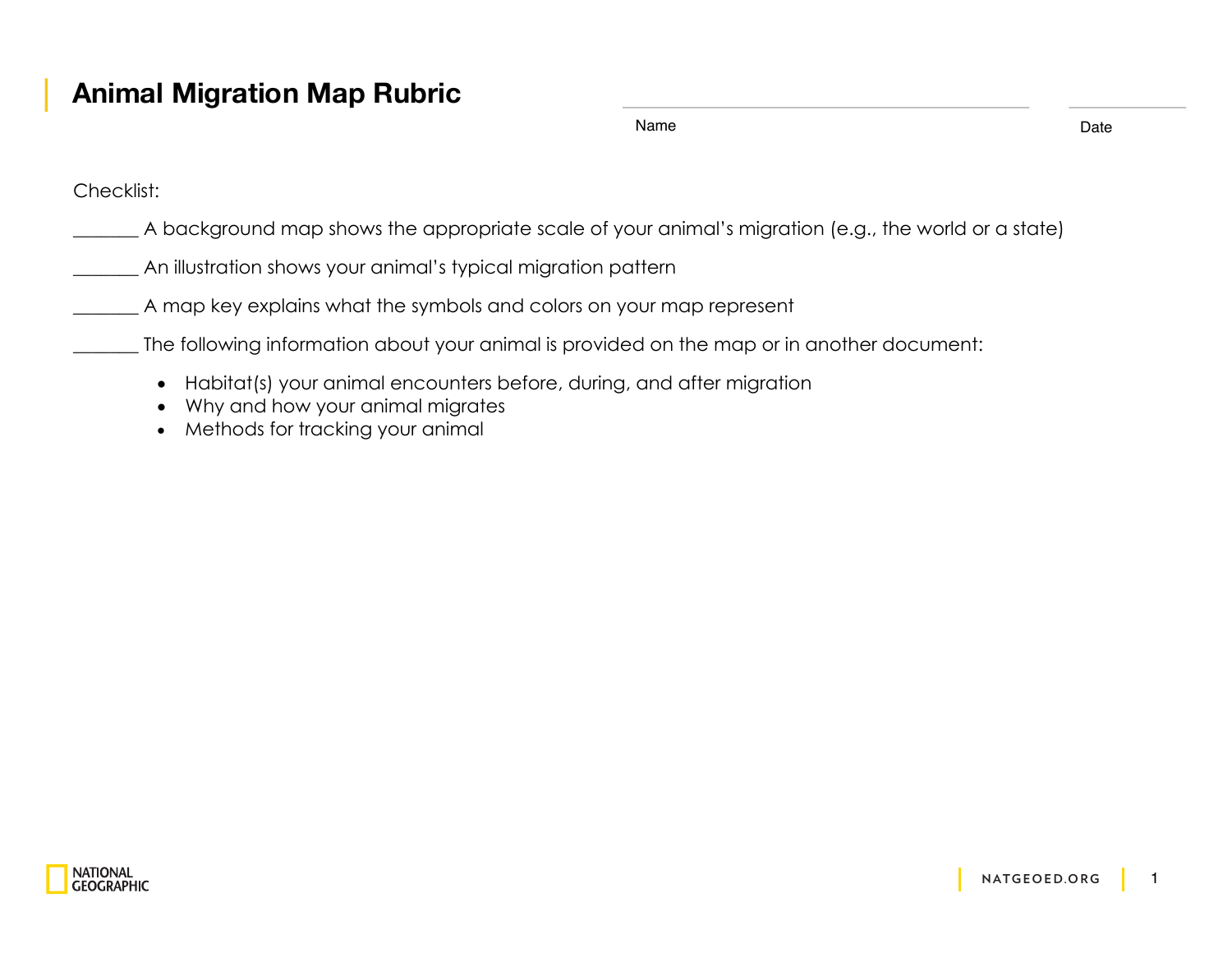# Animal Migration Map Rubric

Name ______________________ Date __________

Checklist:

_______ A background map shows the appropriate scale of your animal's migration (e.g., the world or a state)

_______ An illustration shows your animal's typical migration pattern

_______ A map key explains what the symbols and colors on your map represent

_______ The following information about your animal is provided on the map or in another document:

- Habitat(s) your animal encounters before, during, and after migration
- Why and how your animal migrates
- Methods for tracking your animal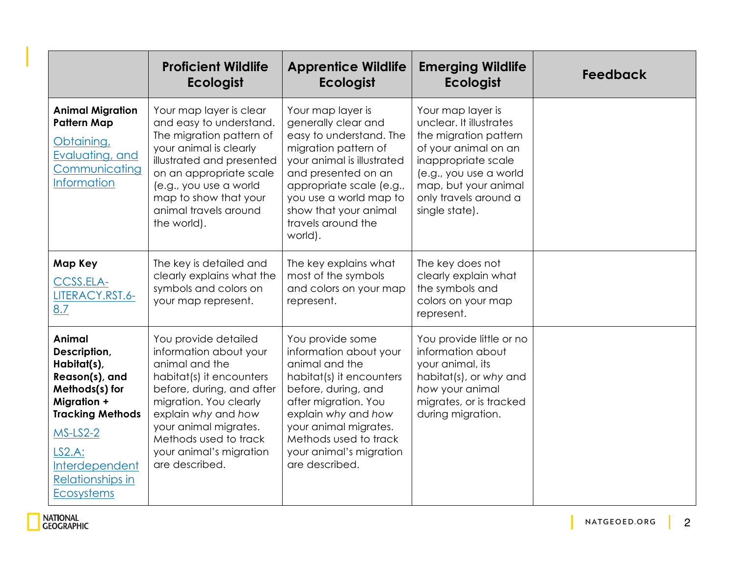| | Proficient Wildlife Ecologist | Apprentice Wildlife Ecologist | Emerging Wildlife Ecologist | Feedback |
|---|---|---|---|---|
| **Animal Migration Pattern Map** Obtaining, Evaluating, and Communicating Information | Your map layer is clear and easy to understand. The migration pattern of your animal is clearly illustrated and presented on an appropriate scale (e.g., you use a world map to show that your animal travels around the world). | Your map layer is generally clear and easy to understand. The migration pattern of your animal is illustrated and presented on an appropriate scale (e.g., you use a world map to show that your animal travels around the world). | Your map layer is unclear. It illustrates the migration pattern of your animal on an inappropriate scale (e.g., you use a world map, but your animal only travels around a single state). | |
| **Map Key** CCSS.ELA-LITERACY.RST.6-8.7 | The key is detailed and clearly explains what the symbols and colors on your map represent. | The key explains what most of the symbols and colors on your map represent. | The key does not clearly explain what the symbols and colors on your map represent. | |
| **Animal Description, Habitat(s), Reason(s), and Methods(s) for Migration + Tracking Methods** MS-LS2-2 LS2.A: Interdependent Relationships in Ecosystems | You provide detailed information about your animal and the habitat(s) it encounters before, during, and after migration. You clearly explain *why* and *how* your animal migrates. Methods used to track your animal's migration are described. | You provide some information about your animal and the habitat(s) it encounters before, during, and after migration. You explain *why* and *how* your animal migrates. Methods used to track your animal's migration are described. | You provide little or no information about your animal, its habitat(s), or *why* and *how* your animal migrates, or is tracked during migration. | |